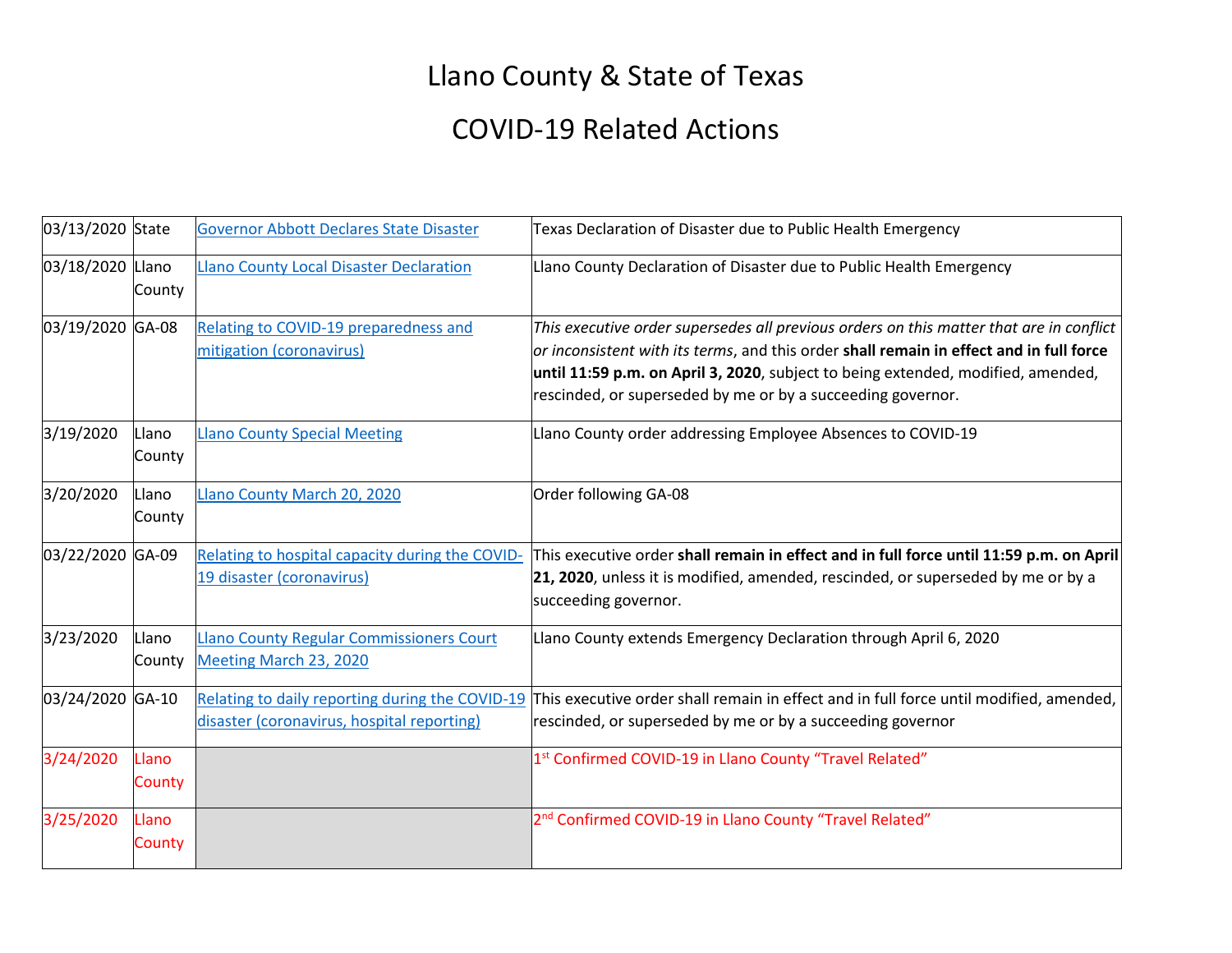# Llano County & State of Texas

# COVID-19 Related Actions

| | | | |
|---|---|---|---|
| 03/13/2020 | State | Governor Abbott Declares State Disaster | Texas Declaration of Disaster due to Public Health Emergency |
| 03/18/2020 | Llano County | Llano County Local Disaster Declaration | Llano County Declaration of Disaster due to Public Health Emergency |
| 03/19/2020 | GA-08 | Relating to COVID-19 preparedness and mitigation (coronavirus) | *This executive order supersedes all previous orders on this matter that are in conflict or inconsistent with its terms*, and this order **shall remain in effect and in full force until 11:59 p.m. on April 3, 2020**, subject to being extended, modified, amended, rescinded, or superseded by me or by a succeeding governor. |
| 3/19/2020 | Llano County | Llano County Special Meeting | Llano County order addressing Employee Absences to COVID-19 |
| 3/20/2020 | Llano County | Llano County March 20, 2020 | Order following GA-08 |
| 03/22/2020 | GA-09 | Relating to hospital capacity during the COVID-19 disaster (coronavirus) | This executive order **shall remain in effect and in full force until 11:59 p.m. on April 21, 2020**, unless it is modified, amended, rescinded, or superseded by me or by a succeeding governor. |
| 3/23/2020 | Llano County | Llano County Regular Commissioners Court Meeting March 23, 2020 | Llano County extends Emergency Declaration through April 6, 2020 |
| 03/24/2020 | GA-10 | Relating to daily reporting during the COVID-19 disaster (coronavirus, hospital reporting) | This executive order shall remain in effect and in full force until modified, amended, rescinded, or superseded by me or by a succeeding governor |
| 3/24/2020 | Llano County | | 1st Confirmed COVID-19 in Llano County "Travel Related" |
| 3/25/2020 | Llano County | | 2nd Confirmed COVID-19 in Llano County "Travel Related" |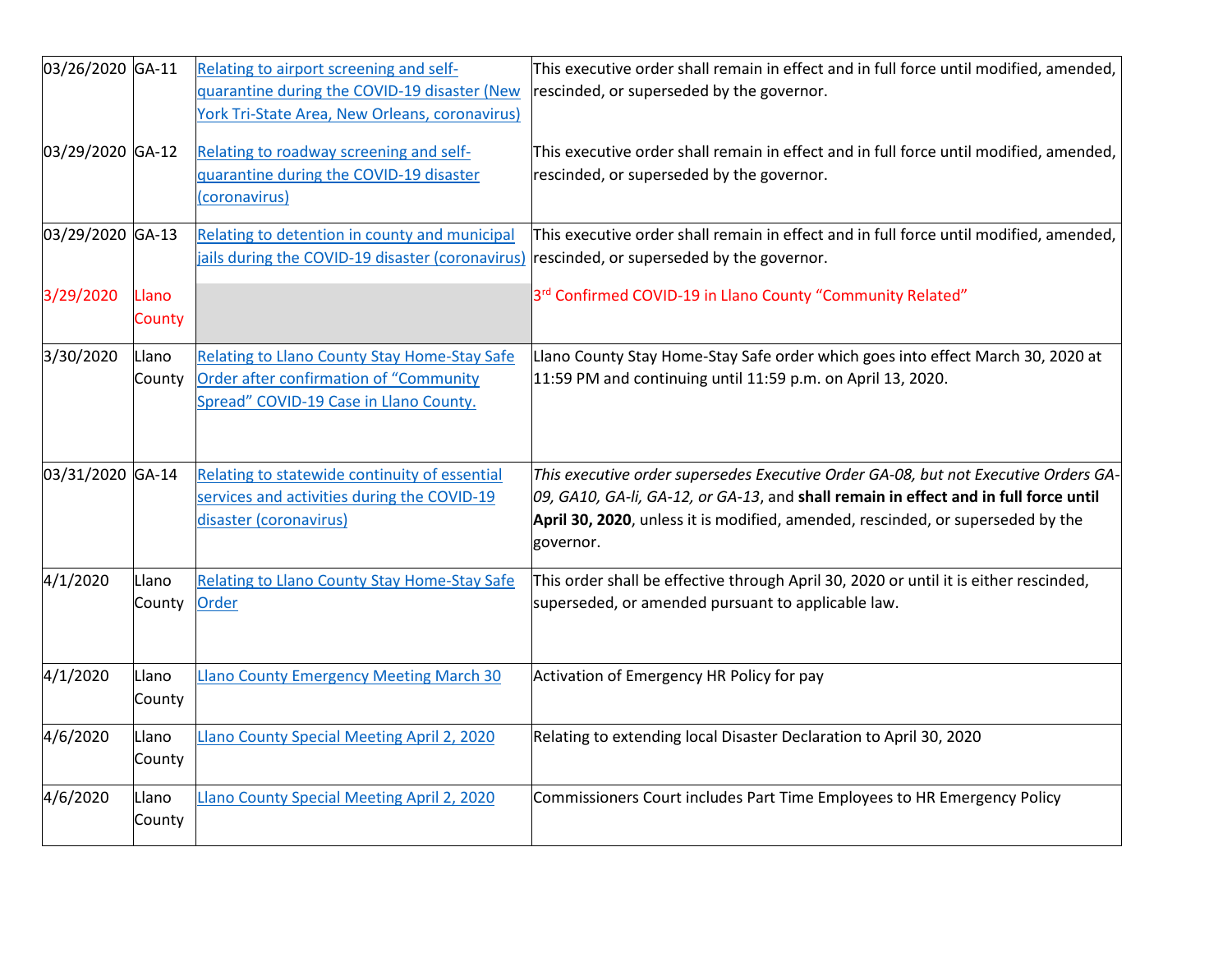| | | | |
|---|---|---|---|
| 03/26/2020 | GA-11 | Relating to airport screening and self-quarantine during the COVID-19 disaster (New York Tri-State Area, New Orleans, coronavirus) | This executive order shall remain in effect and in full force until modified, amended, rescinded, or superseded by the governor. |
| 03/29/2020 | GA-12 | Relating to roadway screening and self-quarantine during the COVID-19 disaster (coronavirus) | This executive order shall remain in effect and in full force until modified, amended, rescinded, or superseded by the governor. |
| 03/29/2020 | GA-13 | Relating to detention in county and municipal jails during the COVID-19 disaster (coronavirus) | This executive order shall remain in effect and in full force until modified, amended, rescinded, or superseded by the governor. |
| 3/29/2020 | Llano County | | 3rd Confirmed COVID-19 in Llano County "Community Related" |
| 3/30/2020 | Llano County | Relating to Llano County Stay Home-Stay Safe Order after confirmation of "Community Spread" COVID-19 Case in Llano County. | Llano County Stay Home-Stay Safe order which goes into effect March 30, 2020 at 11:59 PM and continuing until 11:59 p.m. on April 13, 2020. |
| 03/31/2020 | GA-14 | Relating to statewide continuity of essential services and activities during the COVID-19 disaster (coronavirus) | *This executive order supersedes Executive Order GA-08, but not Executive Orders GA-09, GA10, GA-li, GA-12, or GA-13*, and **shall remain in effect and in full force until April 30, 2020**, unless it is modified, amended, rescinded, or superseded by the governor. |
| 4/1/2020 | Llano County | Relating to Llano County Stay Home-Stay Safe Order | This order shall be effective through April 30, 2020 or until it is either rescinded, superseded, or amended pursuant to applicable law. |
| 4/1/2020 | Llano County | Llano County Emergency Meeting March 30 | Activation of Emergency HR Policy for pay |
| 4/6/2020 | Llano County | Llano County Special Meeting April 2, 2020 | Relating to extending local Disaster Declaration to April 30, 2020 |
| 4/6/2020 | Llano County | Llano County Special Meeting April 2, 2020 | Commissioners Court includes Part Time Employees to HR Emergency Policy |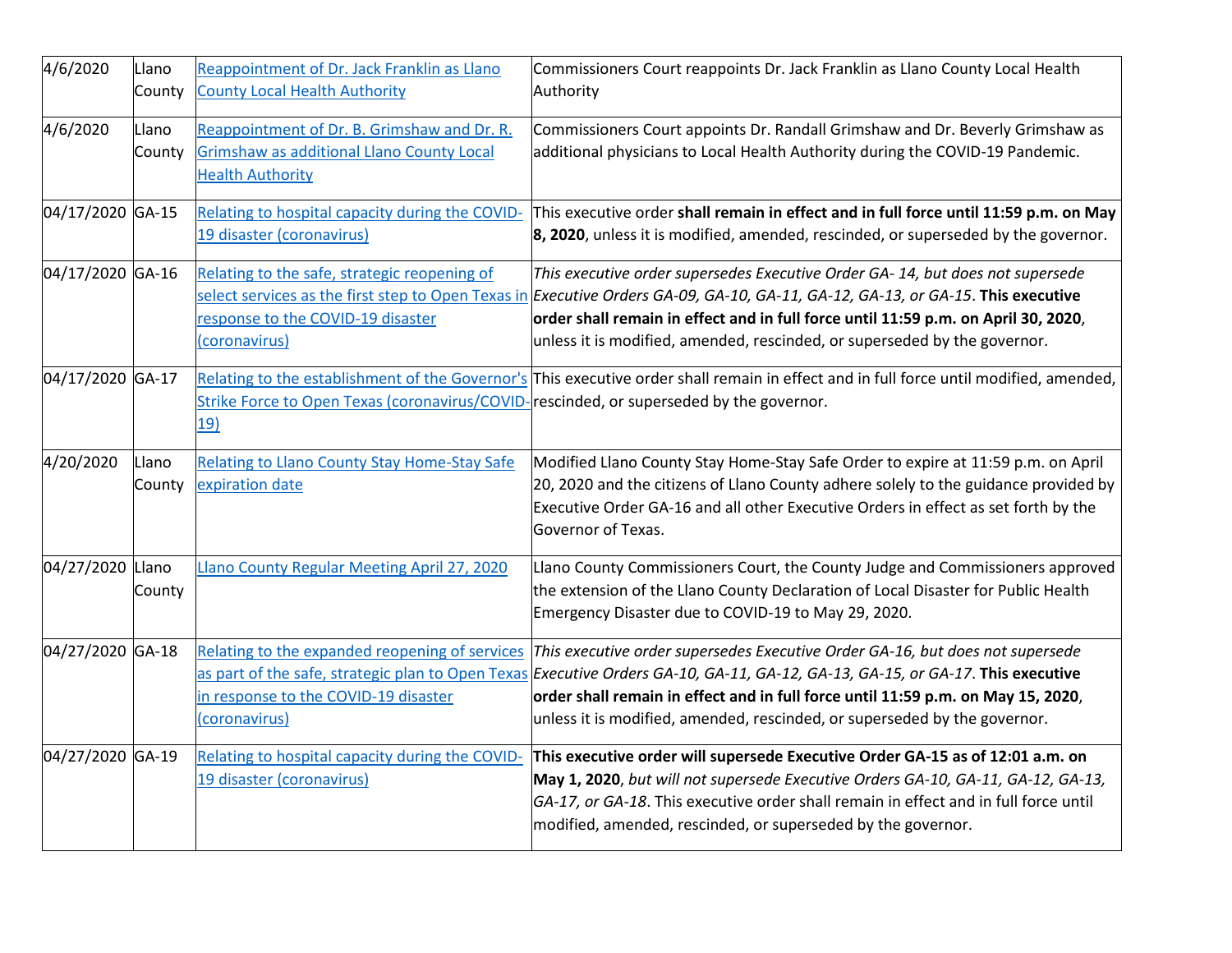| 4/6/2020 | Llano County | Reappointment of Dr. Jack Franklin as Llano County Local Health Authority | Commissioners Court reappoints Dr. Jack Franklin as Llano County Local Health Authority |
|---|---|---|---|
| 4/6/2020 | Llano County | Reappointment of Dr. B. Grimshaw and Dr. R. Grimshaw as additional Llano County Local Health Authority | Commissioners Court appoints Dr. Randall Grimshaw and Dr. Beverly Grimshaw as additional physicians to Local Health Authority during the COVID-19 Pandemic. |
| 04/17/2020 | GA-15 | Relating to hospital capacity during the COVID-19 disaster (coronavirus) | This executive order **shall remain in effect and in full force until 11:59 p.m. on May 8, 2020**, unless it is modified, amended, rescinded, or superseded by the governor. |
| 04/17/2020 | GA-16 | Relating to the safe, strategic reopening of select services as the first step to Open Texas in response to the COVID-19 disaster (coronavirus) | *This executive order supersedes Executive Order GA- 14, but does not supersede Executive Orders GA-09, GA-10, GA-11, GA-12, GA-13, or GA-15*. **This executive order shall remain in effect and in full force until 11:59 p.m. on April 30, 2020**, unless it is modified, amended, rescinded, or superseded by the governor. |
| 04/17/2020 | GA-17 | Relating to the establishment of the Governor's Strike Force to Open Texas (coronavirus/COVID-19) | This executive order shall remain in effect and in full force until modified, amended, rescinded, or superseded by the governor. |
| 4/20/2020 | Llano County | Relating to Llano County Stay Home-Stay Safe expiration date | Modified Llano County Stay Home-Stay Safe Order to expire at 11:59 p.m. on April 20, 2020 and the citizens of Llano County adhere solely to the guidance provided by Executive Order GA-16 and all other Executive Orders in effect as set forth by the Governor of Texas. |
| 04/27/2020 | Llano County | Llano County Regular Meeting April 27, 2020 | Llano County Commissioners Court, the County Judge and Commissioners approved the extension of the Llano County Declaration of Local Disaster for Public Health Emergency Disaster due to COVID-19 to May 29, 2020. |
| 04/27/2020 | GA-18 | Relating to the expanded reopening of services as part of the safe, strategic plan to Open Texas in response to the COVID-19 disaster (coronavirus) | *This executive order supersedes Executive Order GA-16, but does not supersede Executive Orders GA-10, GA-11, GA-12, GA-13, GA-15, or GA-17*. **This executive order shall remain in effect and in full force until 11:59 p.m. on May 15, 2020**, unless it is modified, amended, rescinded, or superseded by the governor. |
| 04/27/2020 | GA-19 | Relating to hospital capacity during the COVID-19 disaster (coronavirus) | **This executive order will supersede Executive Order GA-15 as of 12:01 a.m. on May 1, 2020**, *but will not supersede Executive Orders GA-10, GA-11, GA-12, GA-13, GA-17, or GA-18*. This executive order shall remain in effect and in full force until modified, amended, rescinded, or superseded by the governor. |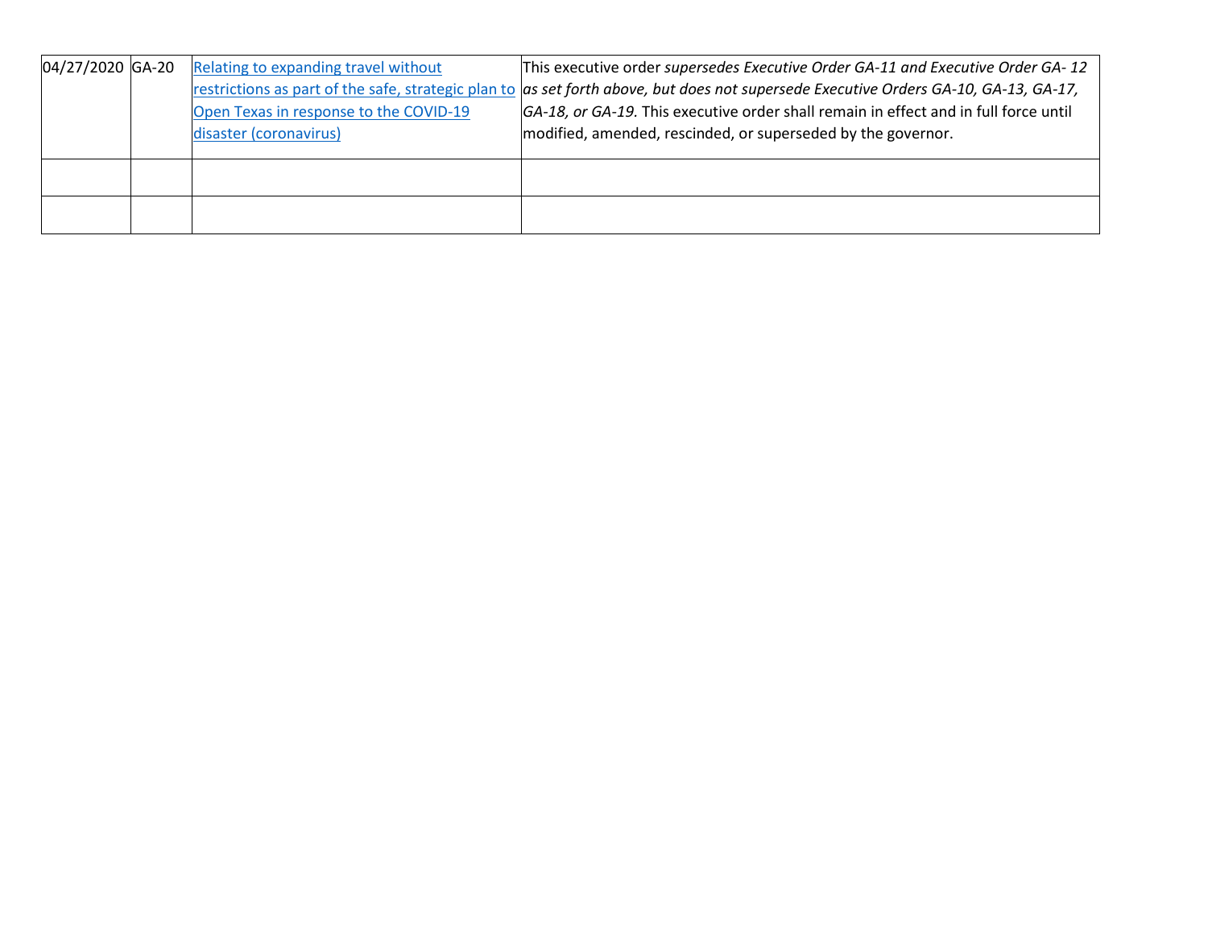| | | | |
|---|---|---|---|
| 04/27/2020 | GA-20 | Relating to expanding travel without restrictions as part of the safe, strategic plan to Open Texas in response to the COVID-19 disaster (coronavirus) | This executive order *supersedes Executive Order GA-11 and Executive Order GA- 12 as set forth above, but does not supersede Executive Orders GA-10, GA-13, GA-17, GA-18, or GA-19.* This executive order shall remain in effect and in full force until modified, amended, rescinded, or superseded by the governor. |
| | | | |
| | | | |